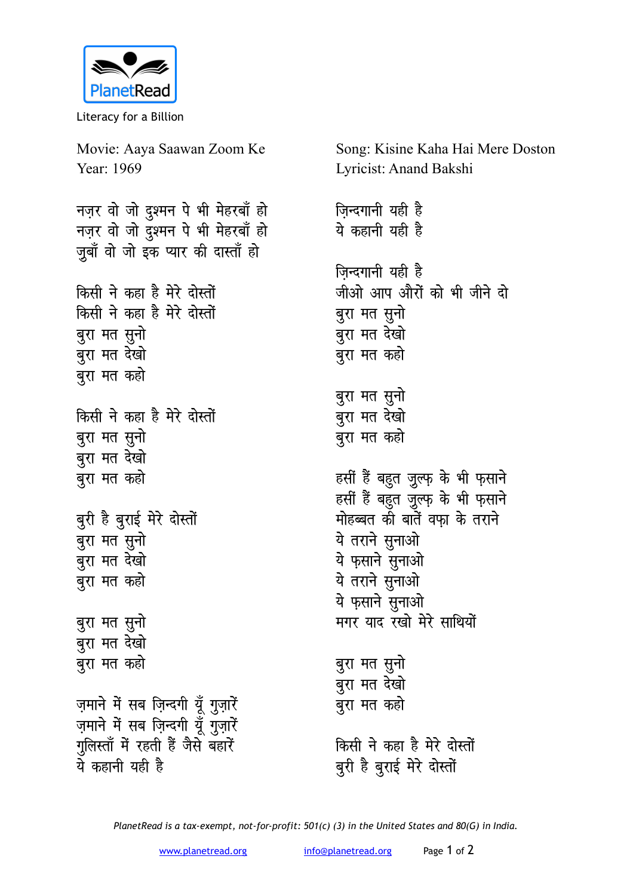PlanetRead

Literacy for a Billion

Movie: Aaya Saawan Zoom Ke
Year: 1969

Song: Kisine Kaha Hai Mere Doston
Lyricist: Anand Bakshi

नज़र वो जो दुश्मन पे भी मेहरबाँ हो
नज़र वो जो दुश्मन पे भी मेहरबाँ हो
ज़ुबाँ वो जो इक प्यार की दास्ताँ हो

किसी ने कहा है मेरे दोस्तों
किसी ने कहा है मेरे दोस्तों
बुरा मत सुनो
बुरा मत देखो
बुरा मत कहो

किसी ने कहा है मेरे दोस्तों
बुरा मत सुनो
बुरा मत देखो
बुरा मत कहो

बुरी है बुराई मेरे दोस्तों
बुरा मत सुनो
बुरा मत देखो
बुरा मत कहो

बुरा मत सुनो
बुरा मत देखो
बुरा मत कहो

ज़माने में सब ज़िन्दगी यूँ गुज़ारें
ज़माने में सब ज़िन्दगी यूँ गुज़ारें
गुलिस्ताँ में रहती हैं जैसे बहारें
ये कहानी यही है

ज़िन्दगानी यही है
ये कहानी यही है

ज़िन्दगानी यही है
जीओ आप औरों को भी जीने दो
बुरा मत सुनो
बुरा मत देखो
बुरा मत कहो

बुरा मत सुनो
बुरा मत देखो
बुरा मत कहो

हसीं हैं बहुत ज़ुल्फ़ के भी फ़साने
हसीं हैं बहुत ज़ुल्फ़ के भी फ़साने
मोहब्बत की बातें वफ़ा के तराने
ये तराने सुनाओ
ये फ़साने सुनाओ
ये तराने सुनाओ
ये फ़साने सुनाओ
मगर याद रखो मेरे साथियों

बुरा मत सुनो
बुरा मत देखो
बुरा मत कहो

किसी ने कहा है मेरे दोस्तों
बुरी है बुराई मेरे दोस्तों

*PlanetRead is a tax-exempt, not-for-profit: 501(c) (3) in the United States and 80(G) in India.*

www.planetread.org info@planetread.org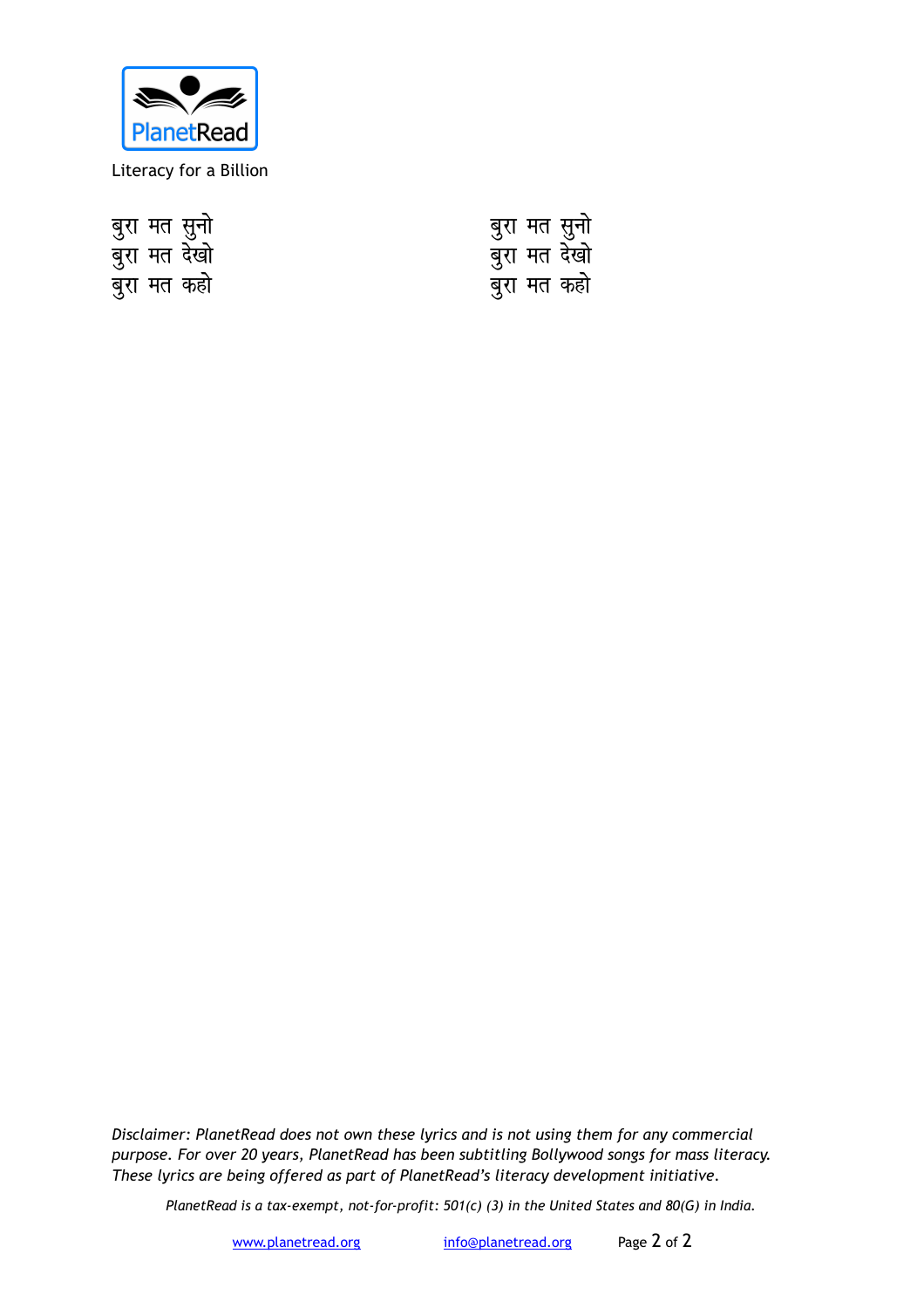Literacy for a Billion

बुरा मत सुनो
बुरा मत देखो
बुरा मत कहो

बुरा मत सुनो
बुरा मत देखो
बुरा मत कहो

*Disclaimer: PlanetRead does not own these lyrics and is not using them for any commercial purpose. For over 20 years, PlanetRead has been subtitling Bollywood songs for mass literacy. These lyrics are being offered as part of PlanetRead's literacy development initiative.*

*PlanetRead is a tax-exempt, not-for-profit: 501(c) (3) in the United States and 80(G) in India.*

www.planetread.org info@planetread.org